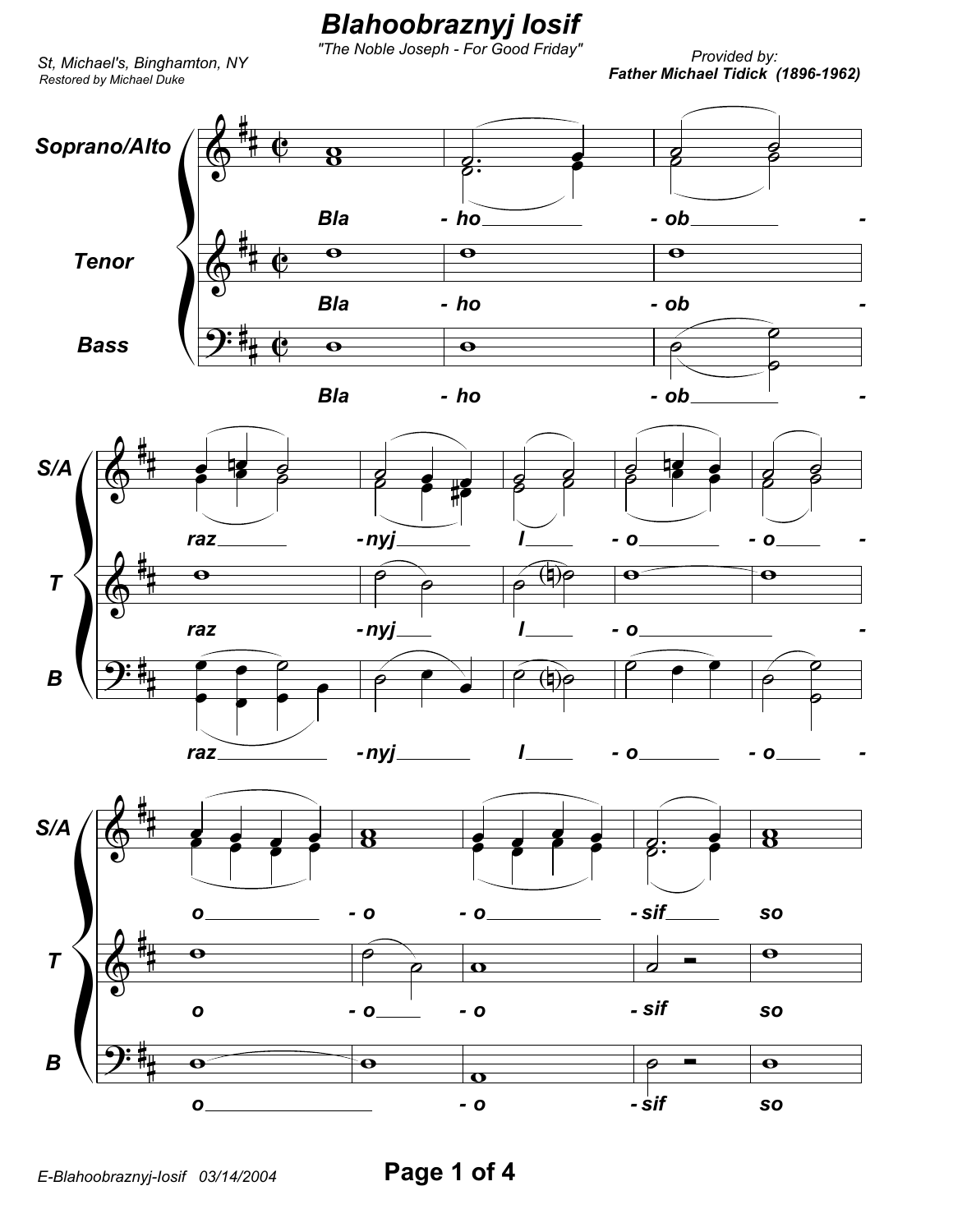# Blahoobraznyj Iosif

*"The Noble Joseph - For Good Friday"*

*St, Michael's, Binghamton, NY*
*Restored by Michael Duke*

*Provided by:*
***Father Michael Tidick (1896-1962)***

**Soprano/Alto**: Bla - ho - ob - raz - nyj I - o - o - o - o - o - sif so

**Tenor**: Bla - ho - ob - raz - nyj I - o - o - o - o - sif so

**Bass**: Bla - ho - ob - raz - nyj I - o - o - o - o - sif so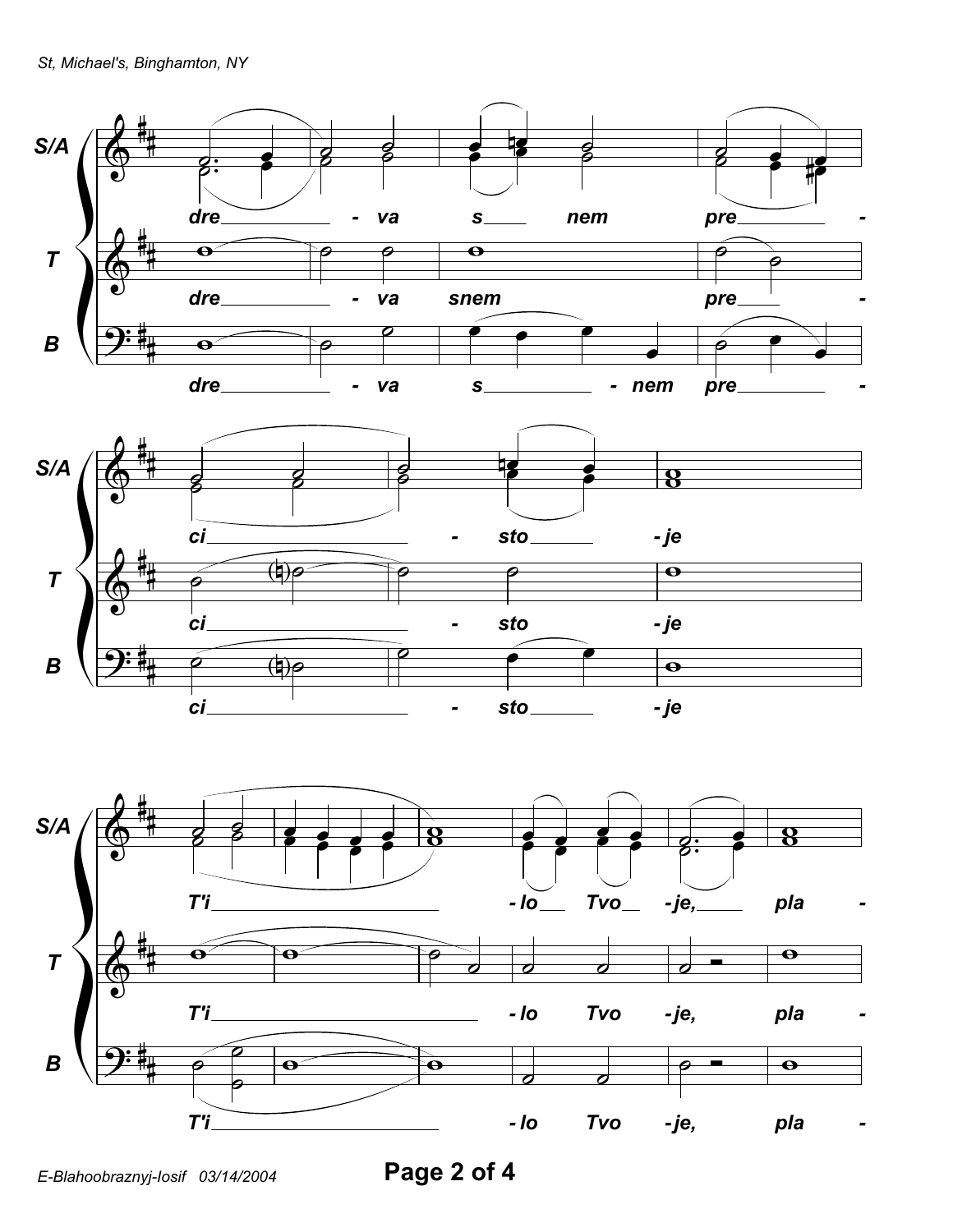S/A: dre - va s nem pre -
T: dre - va snem pre -
B: dre - va s - nem pre -

S/A: ci - sto - je
T: ci - sto - je
B: ci - sto - je

S/A: T'i - lo Tvo - je, pla -
T: T'i - lo Tvo - je, pla -
B: T'i - lo Tvo - je, pla -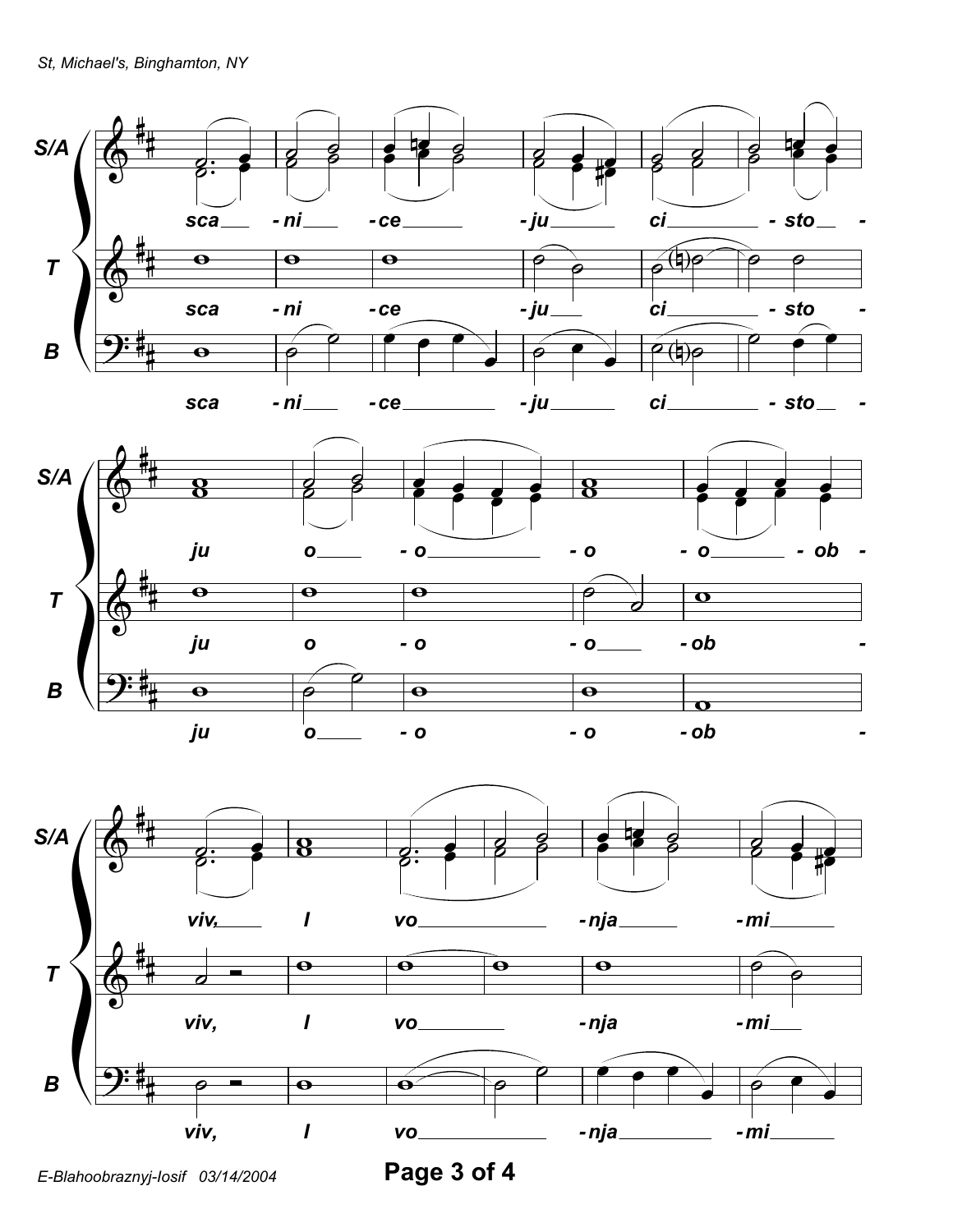S/A: sca - ni - ce - ju ci - sto -

T: sca - ni - ce - ju ci - sto -

B: sca - ni - ce - ju ci - sto -

S/A: ju o - o - o - o - ob -

T: ju o - o - o - ob -

B: ju o - o - o - ob -

S/A: viv, I vo - nja - mi

T: viv, I vo - nja - mi

B: viv, I vo - nja - mi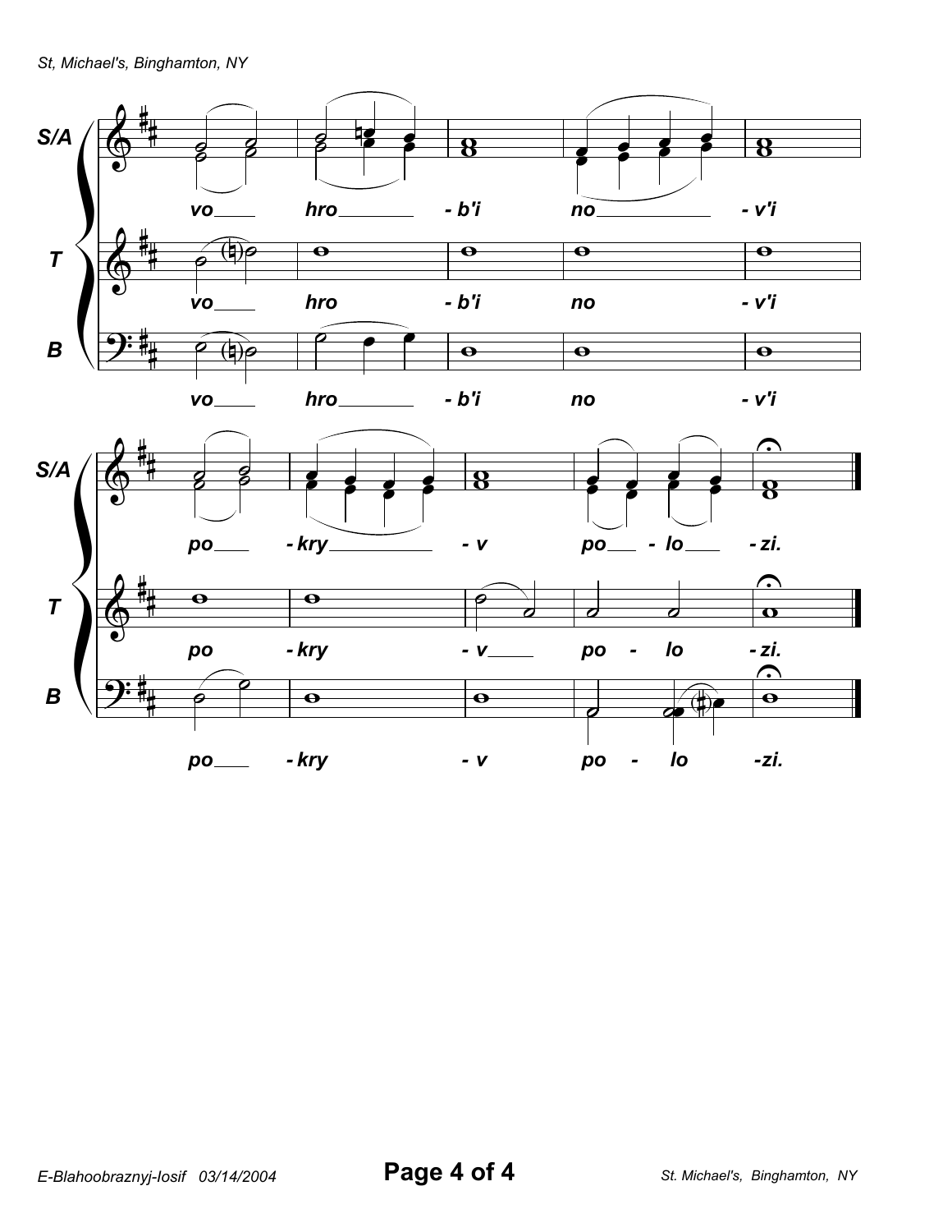S/A

T

B

vo___ hro_______ - b'i no___________ - v'i

vo___ hro - b'i no - v'i

vo___ hro_______ - b'i no - v'i

S/A

T

B

po___ - kry__________ - v po__ - lo___ - zi.

po - kry - v____ po - lo - zi.

po___ - kry - v po - lo -zi.